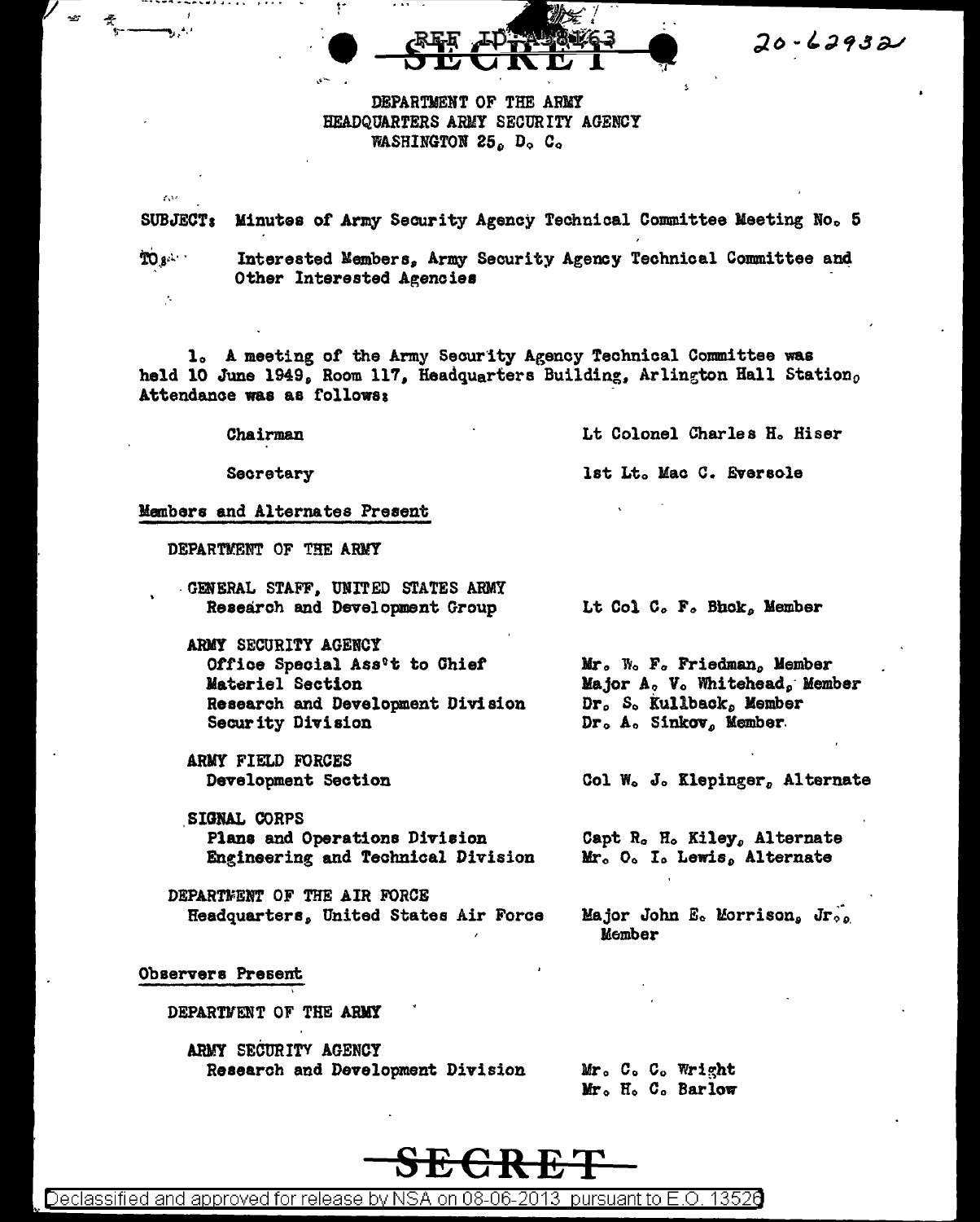REF ID:A58763

SECRET

20-62932

DEPARTMENT OF THE ARMY
HEADQUARTERS ARMY SECURITY AGENCY
WASHINGTON 25, D. C.

SUBJECT: Minutes of Army Security Agency Technical Committee Meeting No. 5

TO: Interested Members, Army Security Agency Technical Committee and Other Interested Agencies

1. A meeting of the Army Security Agency Technical Committee was held 10 June 1949, Room 117, Headquarters Building, Arlington Hall Station. Attendance was as follows:

| | |
|---|---|
| Chairman | Lt Colonel Charles H. Hiser |
| Secretary | 1st Lt. Mac C. Eversole |

Members and Alternates Present

DEPARTMENT OF THE ARMY

| | |
|---|---|
| GENERAL STAFF, UNITED STATES ARMY | |
| Research and Development Group | Lt Col C. F. Bhck, Member |
| ARMY SECURITY AGENCY | |
| Office Special Ass't to Chief | Mr. W. F. Friedman, Member |
| Materiel Section | Major A. V. Whitehead, Member |
| Research and Development Division | Dr. S. Kullback, Member |
| Security Division | Dr. A. Sinkov, Member |
| ARMY FIELD FORCES | |
| Development Section | Col W. J. Klepinger, Alternate |
| SIGNAL CORPS | |
| Plans and Operations Division | Capt R. H. Kiley, Alternate |
| Engineering and Technical Division | Mr. O. I. Lewis, Alternate |
| DEPARTMENT OF THE AIR FORCE | |
| Headquarters, United States Air Force | Major John E. Morrison, Jr., Member |

Observers Present

DEPARTMENT OF THE ARMY

| | |
|---|---|
| ARMY SECURITY AGENCY | |
| Research and Development Division | Mr. C. C. Wright |
| | Mr. H. C. Barlow |

SECRET

Declassified and approved for release by NSA on 08-06-2013 pursuant to E.O. 13526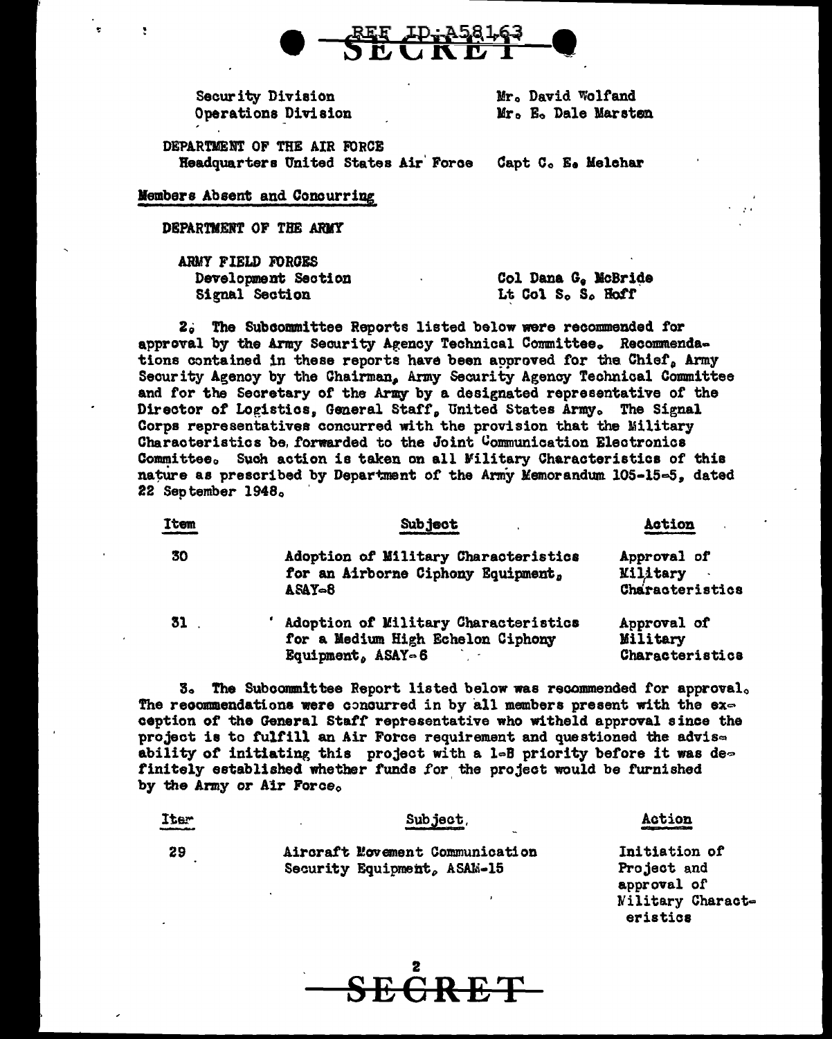REF ID:A58163

SECRET

| | |
|---|---|
| Security Division | Mr. David Wolfand |
| Operations Division | Mr. E. Dale Marsten |
| DEPARTMENT OF THE AIR FORCE | |
| Headquarters United States Air Force | Capt C. E. Melchar |

Members Absent and Concurring

DEPARTMENT OF THE ARMY

| | |
|---|---|
| ARMY FIELD FORCES | |
| Development Section | Col Dana G. McBride |
| Signal Section | Lt Col S. S. Hoff |

2. The Subcommittee Reports listed below were recommended for approval by the Army Security Agency Technical Committee. Recommendations contained in these reports have been approved for the Chief, Army Security Agency by the Chairman, Army Security Agency Technical Committee and for the Secretary of the Army by a designated representative of the Director of Logistics, General Staff, United States Army. The Signal Corps representatives concurred with the provision that the Military Characteristics be forwarded to the Joint Communication Electronics Committee. Such action is taken on all Military Characteristics of this nature as prescribed by Department of the Army Memorandum 105-15-5, dated 22 September 1948.

| Item | Subject | Action |
|---|---|---|
| 30 | Adoption of Military Characteristics for an Airborne Ciphony Equipment, ASAY-8 | Approval of Military Characteristics |
| 31 | Adoption of Military Characteristics for a Medium High Echelon Ciphony Equipment, ASAY-6 | Approval of Military Characteristics |

3. The Subcommittee Report listed below was recommended for approval. The recommendations were concurred in by all members present with the exception of the General Staff representative who witheld approval since the project is to fulfill an Air Force requirement and questioned the advisability of initiating this project with a 1-B priority before it was definitely established whether funds for the project would be furnished by the Army or Air Force.

| Item | Subject | Action |
|---|---|---|
| 29 | Aircraft Movement Communication Security Equipment, ASAM-15 | Initiation of Project and approval of Military Characteristics |

SECRET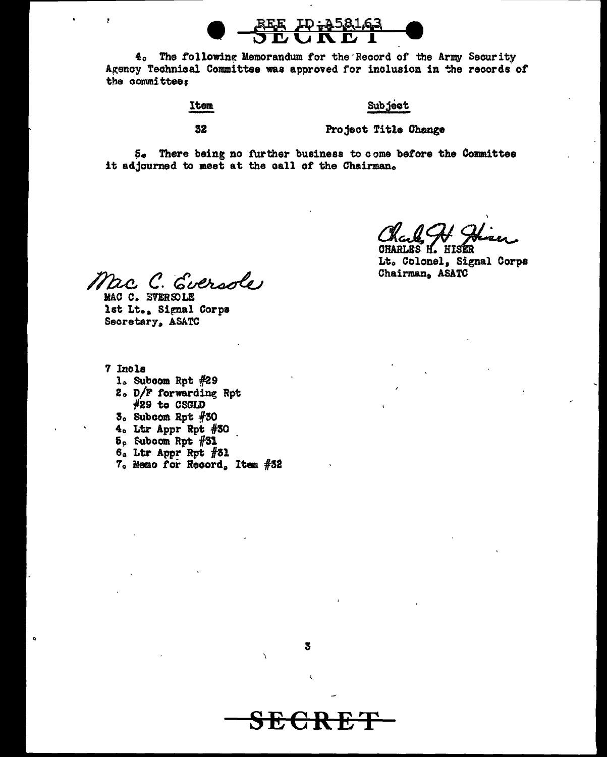REF ID:A58163

SECRET

4. The following Memorandum for the Record of the Army Security Agency Technical Committee was approved for inclusion in the records of the committee:

| Item | Subject |
|---|---|
| 32 | Project Title Change |

5. There being no further business to come before the Committee it adjourned to meet at the call of the Chairman.

Charles H. Hiser
CHARLES H. HISER
Lt. Colonel, Signal Corps
Chairman, ASATC

Mac C. Eversole
MAC C. EVERSOLE
1st Lt., Signal Corps
Secretary, ASATC

7 Incls
1. Subcom Rpt #29
2. D/F forwarding Rpt #29 to CSGLD
3. Subcom Rpt #30
4. Ltr Appr Rpt #30
5. Subcom Rpt #31
6. Ltr Appr Rpt #31
7. Memo for Record, Item #32

SECRET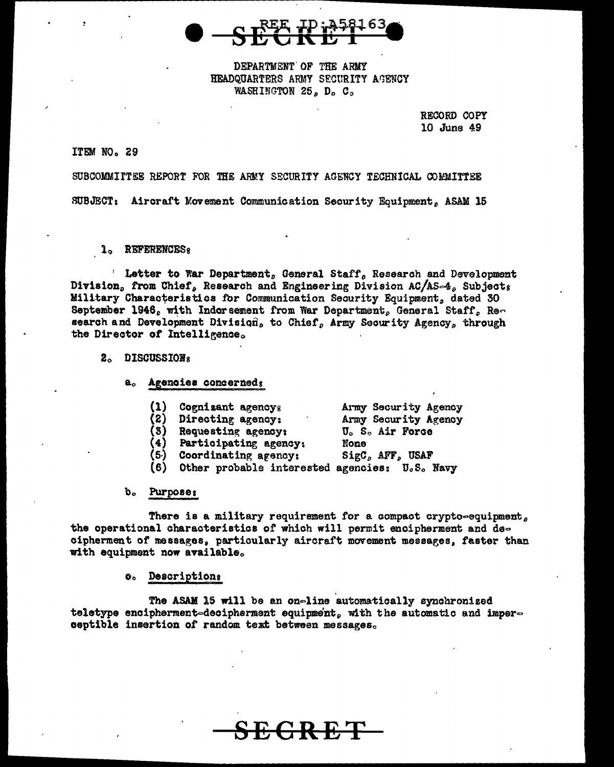REF ID:A58163

SECRET

DEPARTMENT OF THE ARMY
HEADQUARTERS ARMY SECURITY AGENCY
WASHINGTON 25, D. C.

RECORD COPY
10 June 49

ITEM NO. 29

SUBCOMMITTEE REPORT FOR THE ARMY SECURITY AGENCY TECHNICAL COMMITTEE

SUBJECT: Aircraft Movement Communication Security Equipment, ASAM 15

1. REFERENCES:

Letter to War Department, General Staff, Research and Development Division, from Chief, Research and Engineering Division AC/AS-4, Subject: Military Characteristics for Communication Security Equipment, dated 30 September 1946, with Indorsement from War Department, General Staff, Research and Development Division, to Chief, Army Security Agency, through the Director of Intelligence.

2. DISCUSSION:

a. Agencies concerned:

(1) Cognizant agency: Army Security Agency
(2) Directing agency: Army Security Agency
(3) Requesting agency: U. S. Air Force
(4) Participating agency: None
(5) Coordinating agency: SigC, AFF, USAF
(6) Other probable interested agencies: U.S. Navy

b. Purpose:

There is a military requirement for a compact crypto-equipment, the operational characteristics of which will permit encipherment and decipherment of messages, particularly aircraft movement messages, faster than with equipment now available.

c. Description:

The ASAM 15 will be an on-line automatically synchronized teletype encipherment-decipherment equipment, with the automatic and imperceptible insertion of random text between messages.

SECRET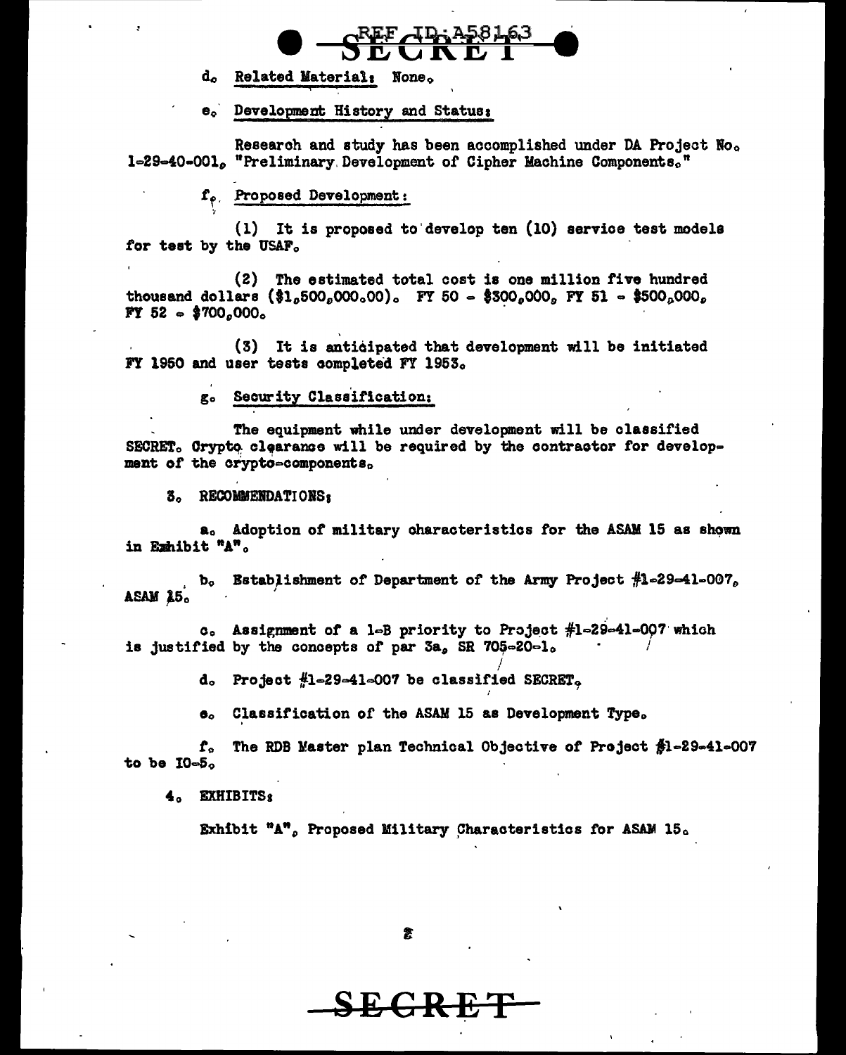d. Related Material: None.

e. Development History and Status:

Research and study has been accomplished under DA Project No. 1-29-40-001, "Preliminary Development of Cipher Machine Components."

f. Proposed Development:

(1) It is proposed to develop ten (10) service test models for test by the USAF.

(2) The estimated total cost is one million five hundred thousand dollars ($1,500,000.00). FY 50 - $300,000, FY 51 - $500,000, FY 52 - $700,000.

(3) It is anticipated that development will be initiated FY 1950 and user tests completed FY 1953.

g. Security Classification:

The equipment while under development will be classified SECRET. Crypto clearance will be required by the contractor for development of the crypto-components.

3. RECOMMENDATIONS:

a. Adoption of military characteristics for the ASAM 15 as shown in Exhibit "A".

b. Establishment of Department of the Army Project #1-29-41-007, ASAM 15.

c. Assignment of a 1-B priority to Project #1-29-41-007 which is justified by the concepts of par 3a, SR 705-20-1.

d. Project #1-29-41-007 be classified SECRET.

e. Classification of the ASAM 15 as Development Type.

f. The RDB Master plan Technical Objective of Project #1-29-41-007 to be IO-5.

4. EXHIBITS:

Exhibit "A", Proposed Military Characteristics for ASAM 15.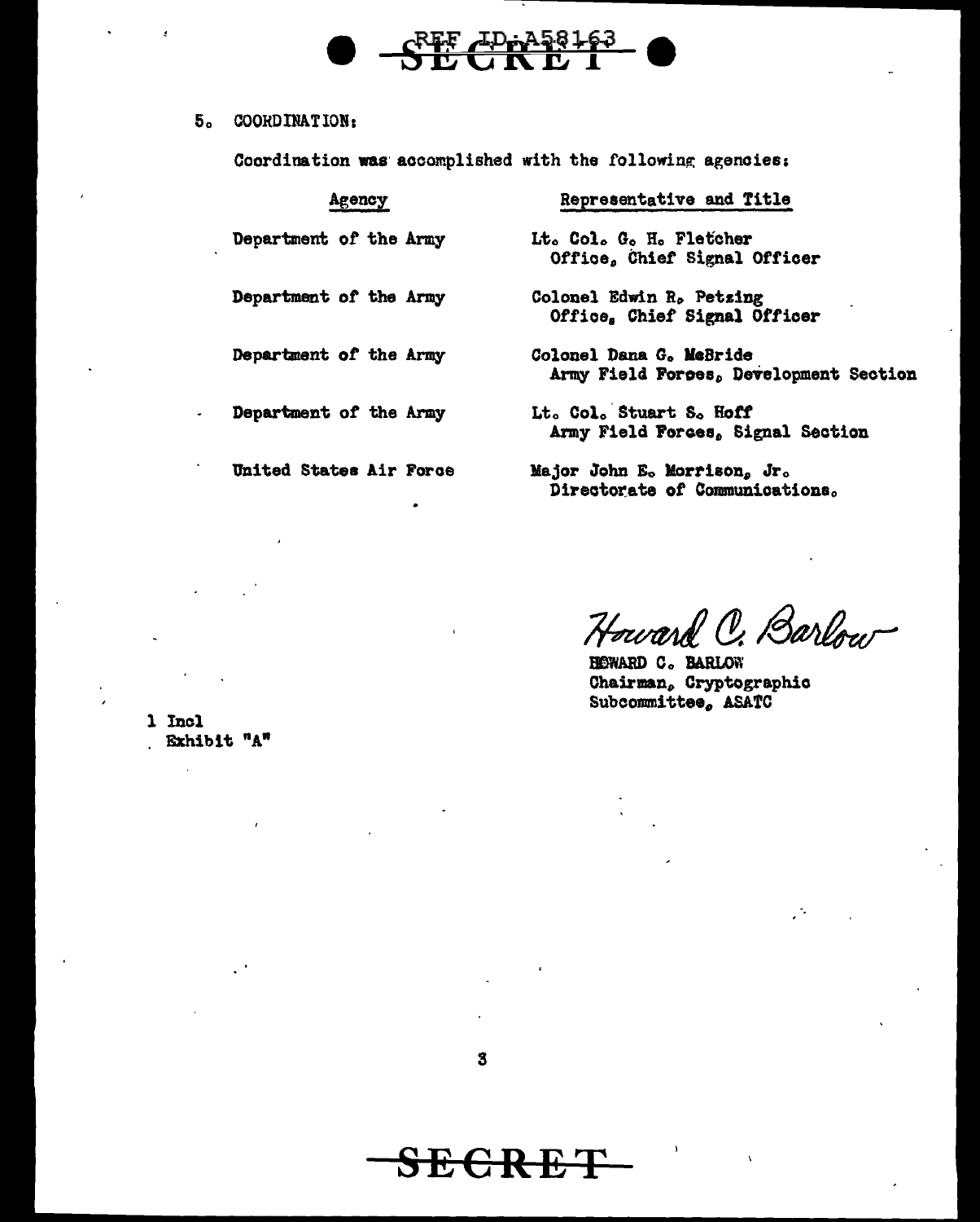5. COORDINATION:

Coordination was accomplished with the following agencies:

| Agency | Representative and Title |
| --- | --- |
| Department of the Army | Lt. Col. G. H. Fletcher<br>Office, Chief Signal Officer |
| Department of the Army | Colonel Edwin R. Petzing<br>Office, Chief Signal Officer |
| Department of the Army | Colonel Dana G. McBride<br>Army Field Forces, Development Section |
| Department of the Army | Lt. Col. Stuart S. Hoff<br>Army Field Forces, Signal Section |
| United States Air Force | Major John E. Morrison, Jr.<br>Directorate of Communications. |

Howard C. Barlow

HOWARD C. BARLOW
Chairman, Cryptographic
Subcommittee, ASATC

1 Incl
Exhibit "A"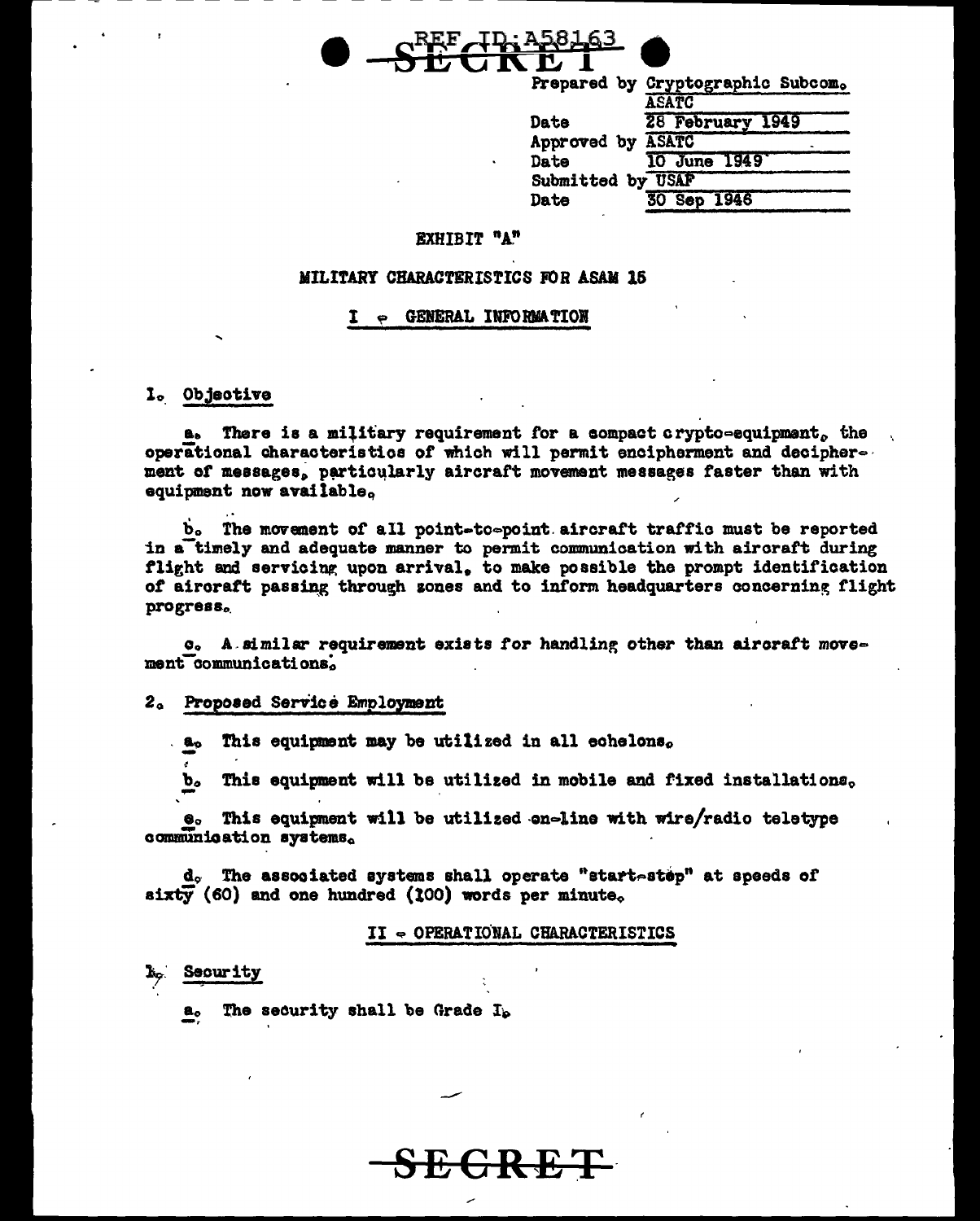REF ID:A58163

SECRET

| | |
|---|---|
| Prepared by | Cryptographic Subcom. ASATC |
| Date | 28 February 1949 |
| Approved by | ASATC |
| Date | 10 June 1949 |
| Submitted by | USAF |
| Date | 30 Sep 1946 |

EXHIBIT "A"

MILITARY CHARACTERISTICS FOR ASAM 15

## I - GENERAL INFORMATION

### 1. Objective

a. There is a military requirement for a compact crypto-equipment, the operational characteristics of which will permit encipherment and decipherment of messages, particularly aircraft movement messages faster than with equipment now available.

b. The movement of all point-to-point aircraft traffic must be reported in a timely and adequate manner to permit communication with aircraft during flight and servicing upon arrival, to make possible the prompt identification of aircraft passing through zones and to inform headquarters concerning flight progress.

c. A similar requirement exists for handling other than aircraft movement communications.

### 2. Proposed Service Employment

a. This equipment may be utilized in all echelons.

b. This equipment will be utilized in mobile and fixed installations.

c. This equipment will be utilized on-line with wire/radio teletype communication systems.

d. The associated systems shall operate "start-stop" at speeds of sixty (60) and one hundred (100) words per minute.

## II - OPERATIONAL CHARACTERISTICS

### 1. Security

a. The security shall be Grade I.

SECRET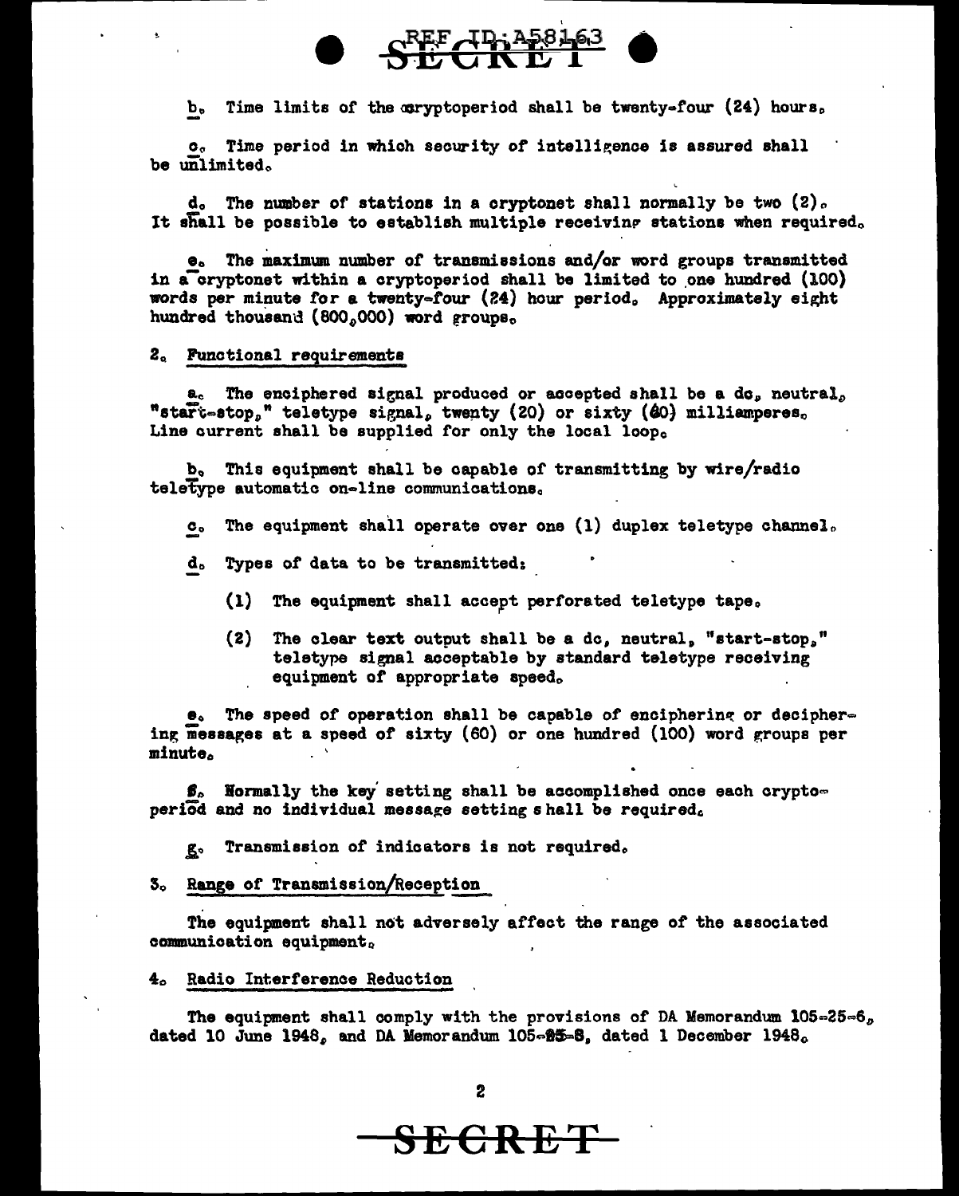b. Time limits of the cryptoperiod shall be twenty-four (24) hours.

c. Time period in which security of intelligence is assured shall be unlimited.

d. The number of stations in a cryptonet shall normally be two (2). It shall be possible to establish multiple receiving stations when required.

e. The maximum number of transmissions and/or word groups transmitted in a cryptonet within a cryptoperiod shall be limited to one hundred (100) words per minute for a twenty-four (24) hour period. Approximately eight hundred thousand (800,000) word groups.

2. Functional requirements

a. The enciphered signal produced or accepted shall be a dc, neutral, "start-stop," teletype signal, twenty (20) or sixty (60) milliamperes. Line current shall be supplied for only the local loop.

b. This equipment shall be capable of transmitting by wire/radio teletype automatic on-line communications.

c. The equipment shall operate over one (1) duplex teletype channel.

d. Types of data to be transmitted:

(1) The equipment shall accept perforated teletype tape.

(2) The clear text output shall be a dc, neutral, "start-stop," teletype signal acceptable by standard teletype receiving equipment of appropriate speed.

e. The speed of operation shall be capable of enciphering or deciphering messages at a speed of sixty (60) or one hundred (100) word groups per minute.

f. Normally the key setting shall be accomplished once each cryptoperiod and no individual message setting shall be required.

g. Transmission of indicators is not required.

3. Range of Transmission/Reception

The equipment shall not adversely affect the range of the associated communication equipment.

4. Radio Interference Reduction

The equipment shall comply with the provisions of DA Memorandum 105-25-6, dated 10 June 1948, and DA Memorandum 105-25-8, dated 1 December 1948.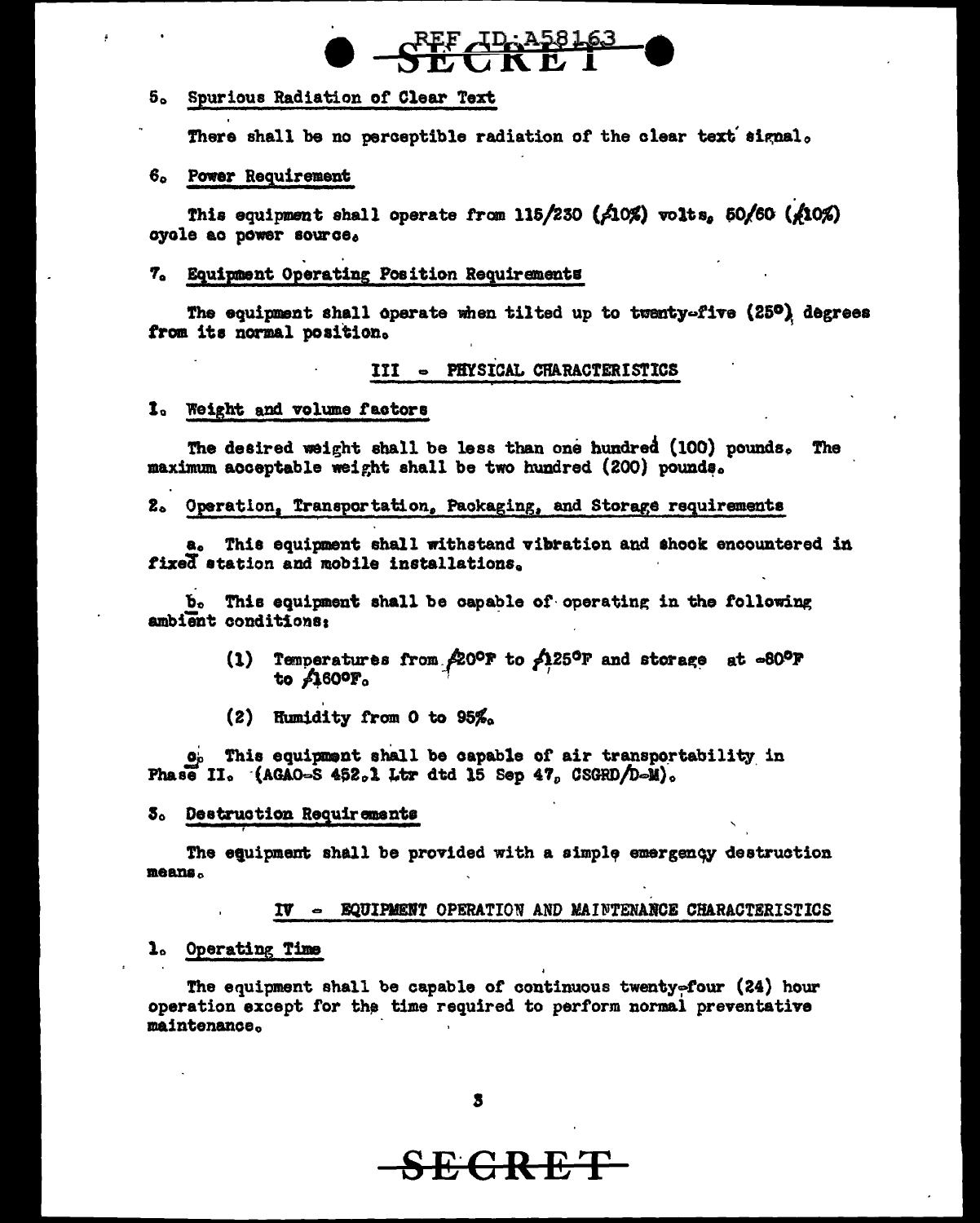5. Spurious Radiation of Clear Text

There shall be no perceptible radiation of the clear text signal.

6. Power Requirement

This equipment shall operate from 115/230 (±10%) volts, 50/60 (±10%) cycle ac power source.

7. Equipment Operating Position Requirements

The equipment shall operate when tilted up to twenty-five (25°) degrees from its normal position.

## III - PHYSICAL CHARACTERISTICS

1. Weight and volume factors

The desired weight shall be less than one hundred (100) pounds. The maximum acceptable weight shall be two hundred (200) pounds.

2. Operation, Transportation, Packaging, and Storage requirements

a. This equipment shall withstand vibration and shock encountered in fixed station and mobile installations.

b. This equipment shall be capable of operating in the following ambient conditions:

(1) Temperatures from +20°F to +125°F and storage at -80°F to +160°F.

(2) Humidity from 0 to 95%.

c. This equipment shall be capable of air transportability in Phase II. (AGAO-S 452.1 Ltr dtd 15 Sep 47, CSGRD/D-M).

3. Destruction Requirements

The equipment shall be provided with a simple emergency destruction means.

## IV - EQUIPMENT OPERATION AND MAINTENANCE CHARACTERISTICS

1. Operating Time

The equipment shall be capable of continuous twenty-four (24) hour operation except for the time required to perform normal preventative maintenance.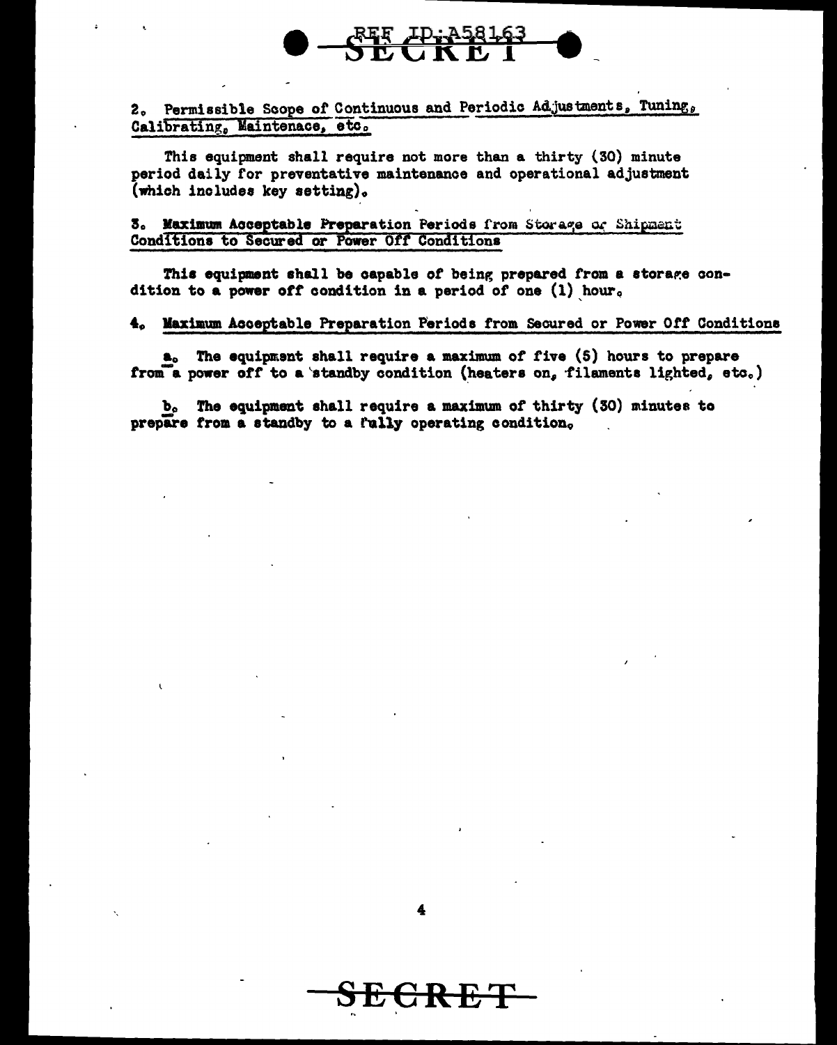2. Permissible Scope of Continuous and Periodic Adjustments, Tuning, Calibrating, Maintenace, etc.

This equipment shall require not more than a thirty (30) minute period daily for preventative maintenance and operational adjustment (which includes key setting).

3. **Maximum Acceptable Preparation Periods from Storage or Shipment Conditions to Secured or Power Off Conditions**

This equipment shall be capable of being prepared from a storage condition to a power off condition in a period of one (1) hour.

4. **Maximum Acceptable Preparation Periods from Secured or Power Off Conditions**

a. The equipment shall require a maximum of five (5) hours to prepare from a power off to a standby condition (heaters on, filaments lighted, etc.)

b. The equipment shall require a maximum of thirty (30) minutes to prepare from a standby to a fully operating condition.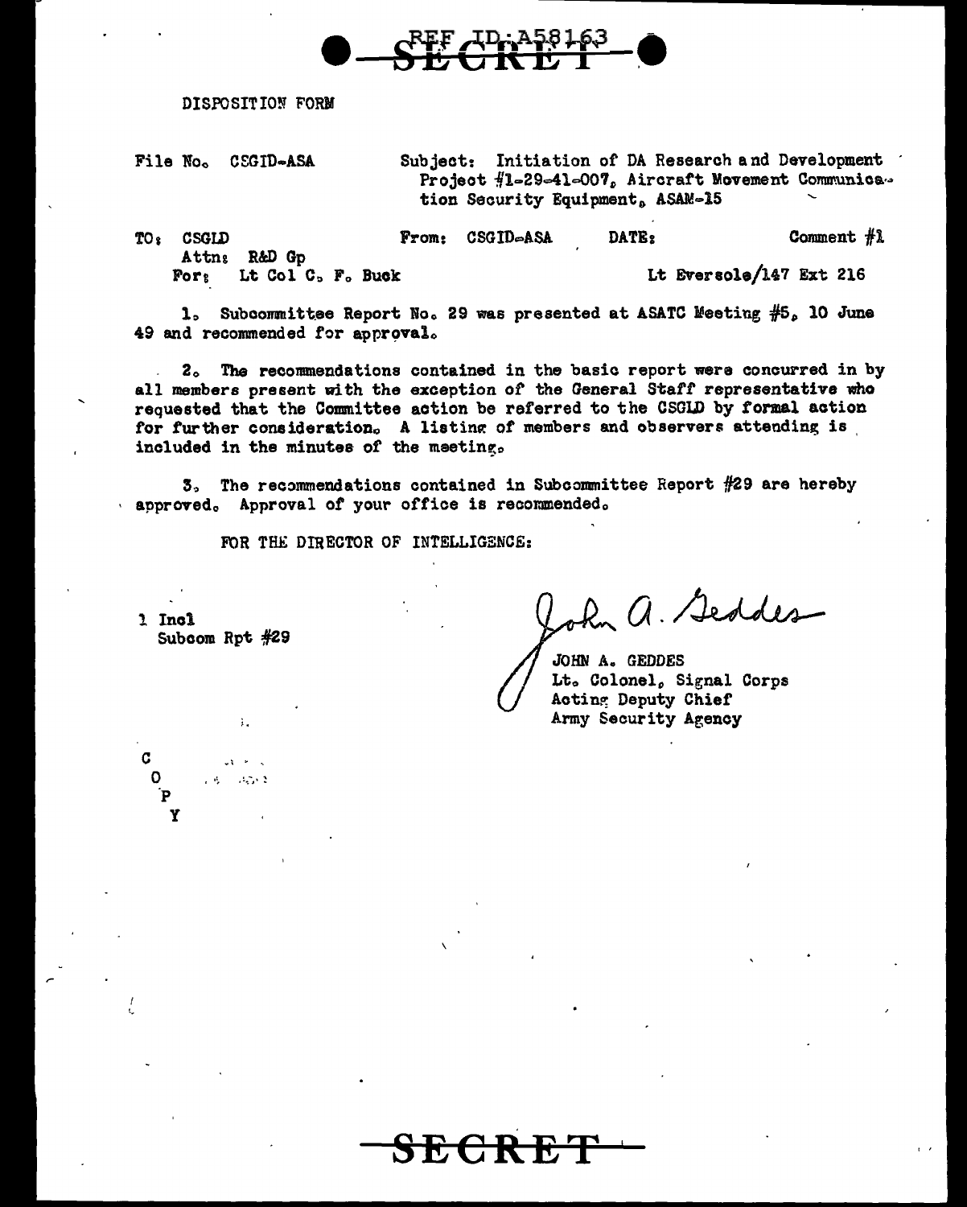REF ID:A58163

SECRET

DISPOSITION FORM

File No. CSGID-ASA

Subject: Initiation of DA Research and Development Project #1-29-41-007, Aircraft Movement Communication Security Equipment, ASAM-15

TO: CSGLD
Attn: R&D Gp
For: Lt Col C. F. Buck

From: CSGID-ASA

DATE:

Comment #1

Lt Eversole/147 Ext 216

1. Subcommittee Report No. 29 was presented at ASATC Meeting #5, 10 June 49 and recommended for approval.

2. The recommendations contained in the basic report were concurred in by all members present with the exception of the General Staff representative who requested that the Committee action be referred to the CSGLD by formal action for further consideration. A listing of members and observers attending is included in the minutes of the meeting.

3. The recommendations contained in Subcommittee Report #29 are hereby approved. Approval of your office is recommended.

FOR THE DIRECTOR OF INTELLIGENCE:

1 Incl
Subcom Rpt #29

John A. Geddes

JOHN A. GEDDES
Lt. Colonel, Signal Corps
Acting Deputy Chief
Army Security Agency

C
O
P
Y

SECRET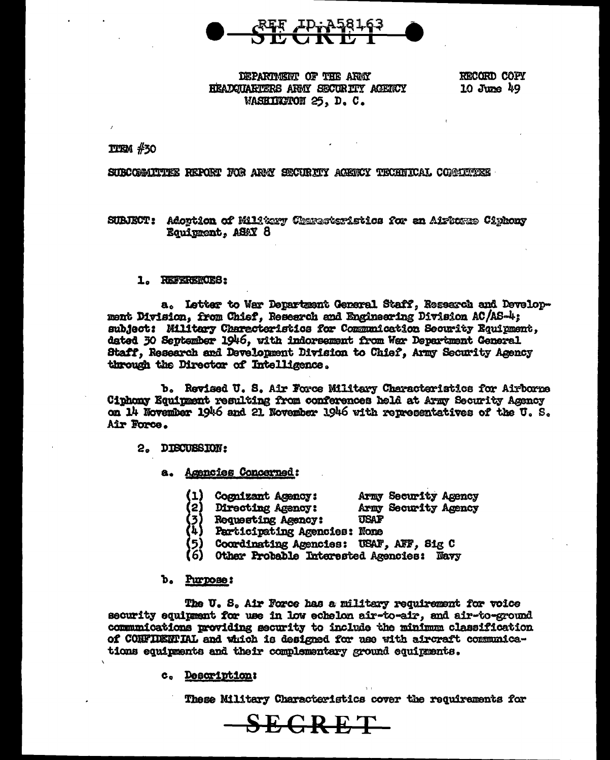REF ID:A58163

SECRET

DEPARTMENT OF THE ARMY
HEADQUARTERS ARMY SECURITY AGENCY
WASHINGTON 25, D. C.

RECORD COPY
10 June 49

ITEM #30

SUBCOMMITTEE REPORT FOR ARMY SECURITY AGENCY TECHNICAL COMMITTEE

SUBJECT: Adoption of Military Characteristics for an Airborne Ciphony Equipment, ASAY 8

1. REFERENCES:

a. Letter to War Department General Staff, Research and Development Division, from Chief, Research and Engineering Division AC/AS-4; subject: Military Characteristics for Communication Security Equipment, dated 30 September 1946, with indorsement from War Department General Staff, Research and Development Division to Chief, Army Security Agency through the Director of Intelligence.

b. Revised U. S. Air Force Military Characteristics for Airborne Ciphony Equipment resulting from conferences held at Army Security Agency on 14 November 1946 and 21 November 1946 with representatives of the U. S. Air Force.

2. DISCUSSION:

a. Agencies Concerned:

(1) Cognizant Agency: Army Security Agency
(2) Directing Agency: Army Security Agency
(3) Requesting Agency: USAF
(4) Participating Agencies: None
(5) Coordinating Agencies: USAF, AFF, Sig C
(6) Other Probable Interested Agencies: Navy

b. Purpose:

The U. S. Air Force has a military requirement for voice security equipment for use in low echelon air-to-air, and air-to-ground communications providing security to include the minimum classification of CONFIDENTIAL and which is designed for use with aircraft communications equipments and their complementary ground equipments.

c. Description:

These Military Characteristics cover the requirements for

SECRET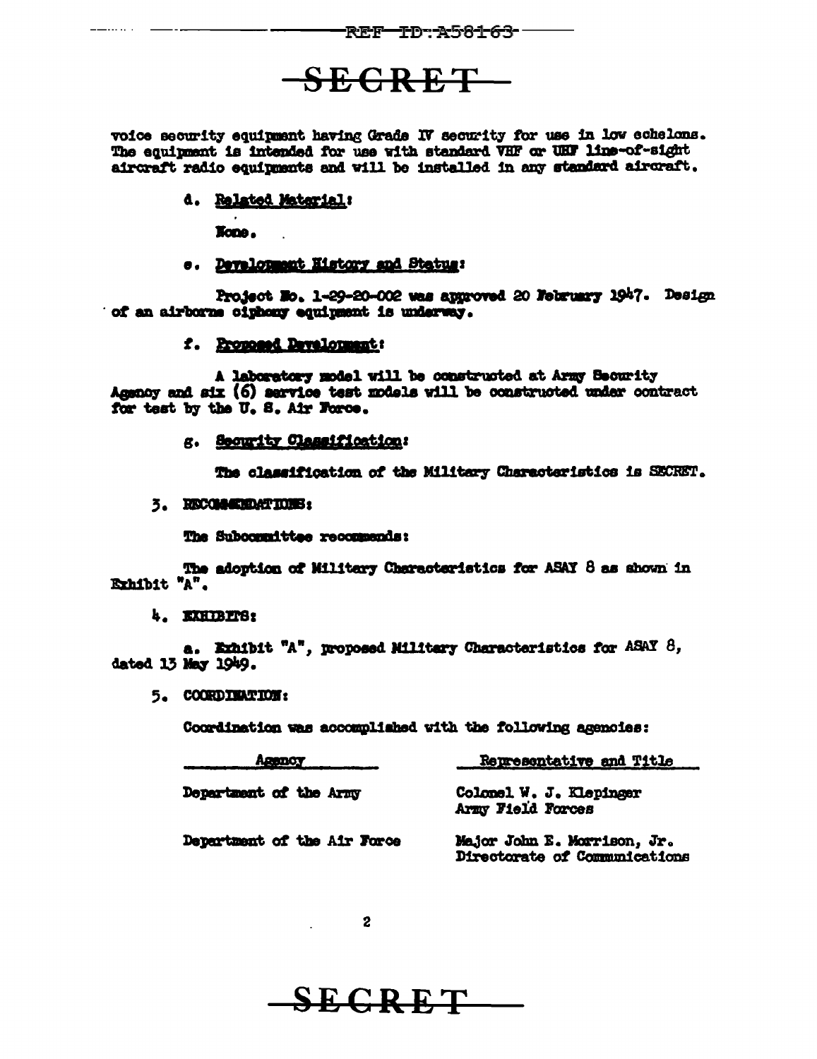**SECRET**

voice security equipment having Grade IV security for use in low echelons. The equipment is intended for use with standard VHF or UHF line-of-sight aircraft radio equipments and will be installed in any standard aircraft.

d. Related Material:

None.

e. Development History and Status:

Project No. 1-29-20-002 was approved 20 February 1947. Design of an airborne ciphony equipment is underway.

f. Proposed Development:

A laboratory model will be constructed at Army Security Agency and six (6) service test models will be constructed under contract for test by the U. S. Air Force.

g. Security Classification:

The classification of the Military Characteristics is SECRET.

3. RECOMMENDATIONS:

The Subcommittee recommends:

The adoption of Military Characteristics for ASAY 8 as shown in Exhibit "A".

4. EXHIBITS:

a. Exhibit "A", proposed Military Characteristics for ASAY 8, dated 13 May 1949.

5. COORDINATION:

Coordination was accomplished with the following agencies:

| Agency | Representative and Title |
|---|---|
| Department of the Army | Colonel W. J. Klepinger<br>Army Field Forces |
| Department of the Air Force | Major John E. Morrison, Jr.<br>Directorate of Communications |

**SECRET**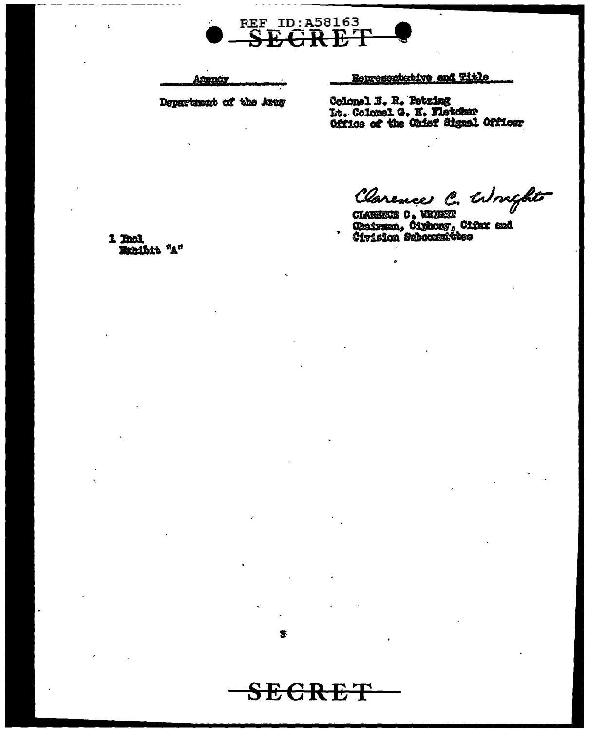REF ID:A58163

SECRET

| Agency | Representative and Title |
| --- | --- |
| Department of the Army | Colonel E. R. Petzing<br>Lt. Colonel G. H. Fletcher<br>Office of the Chief Signal Officer |

Clarence C. Wright

CLARENCE C. WRIGHT
Chairman, Ciphony, Cifax and Civision Subcommittee

1 Incl
Exhibit "A"

SECRET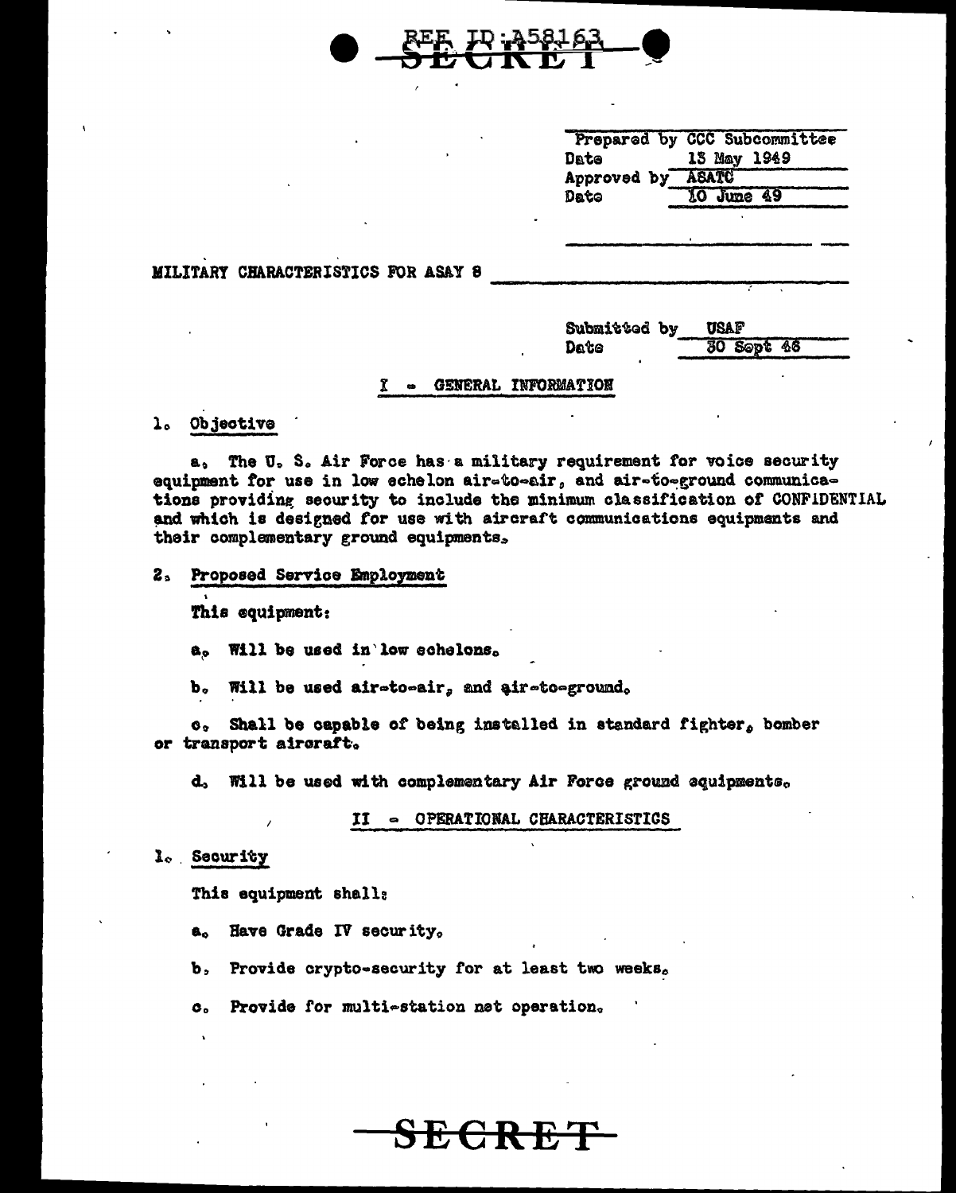REF ID:A58163

SECRET

| | |
|---|---|
| Prepared by | CCC Subcommittee |
| Date | 13 May 1949 |
| Approved by | ASATC |
| Date | 10 June 49 |

MILITARY CHARACTERISTICS FOR ASAY 8

| | |
|---|---|
| Submitted by | USAF |
| Date | 30 Sept 48 |

## I - GENERAL INFORMATION

1. Objective

a. The U. S. Air Force has a military requirement for voice security equipment for use in low echelon air-to-air, and air-to-ground communications providing security to include the minimum classification of CONFIDENTIAL and which is designed for use with aircraft communications equipments and their complementary ground equipments.

2. Proposed Service Employment

This equipment:

a. Will be used in low echelons.

b. Will be used air-to-air, and air-to-ground.

c. Shall be capable of being installed in standard fighter, bomber or transport aircraft.

d. Will be used with complementary Air Force ground equipments.

## II - OPERATIONAL CHARACTERISTICS

1. Security

This equipment shall:

a. Have Grade IV security.

b. Provide crypto-security for at least two weeks.

c. Provide for multi-station net operation.

SECRET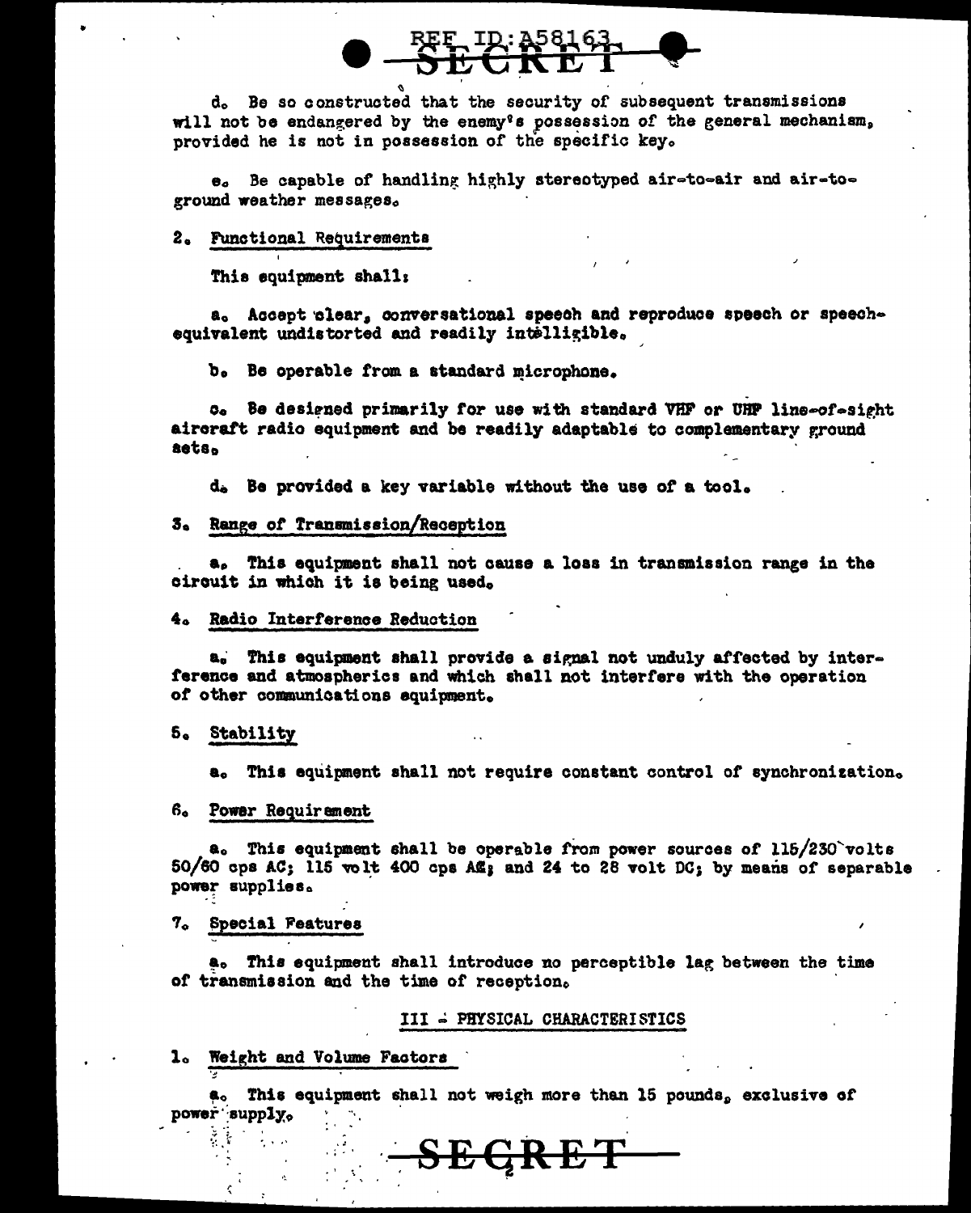d. Be so constructed that the security of subsequent transmissions will not be endangered by the enemy's possession of the general mechanism, provided he is not in possession of the specific key.

e. Be capable of handling highly stereotyped air-to-air and air-to-ground weather messages.

2. Functional Requirements

This equipment shall:

a. Accept clear, conversational speech and reproduce speech or speech-equivalent undistorted and readily intelligible.

b. Be operable from a standard microphone.

c. Be designed primarily for use with standard VHF or UHF line-of-sight aircraft radio equipment and be readily adaptable to complementary ground sets.

d. Be provided a key variable without the use of a tool.

3. Range of Transmission/Reception

a. This equipment shall not cause a loss in transmission range in the circuit in which it is being used.

4. Radio Interference Reduction

a. This equipment shall provide a signal not unduly affected by interference and atmospherics and which shall not interfere with the operation of other communications equipment.

5. Stability

a. This equipment shall not require constant control of synchronization.

6. Power Requirement

a. This equipment shall be operable from power sources of 115/230 volts 50/60 cps AC; 115 volt 400 cps AC; and 24 to 28 volt DC; by means of separable power supplies.

7. Special Features

a. This equipment shall introduce no perceptible lag between the time of transmission and the time of reception.

III - PHYSICAL CHARACTERISTICS

1. Weight and Volume Factors

a. This equipment shall not weigh more than 15 pounds, exclusive of power supply.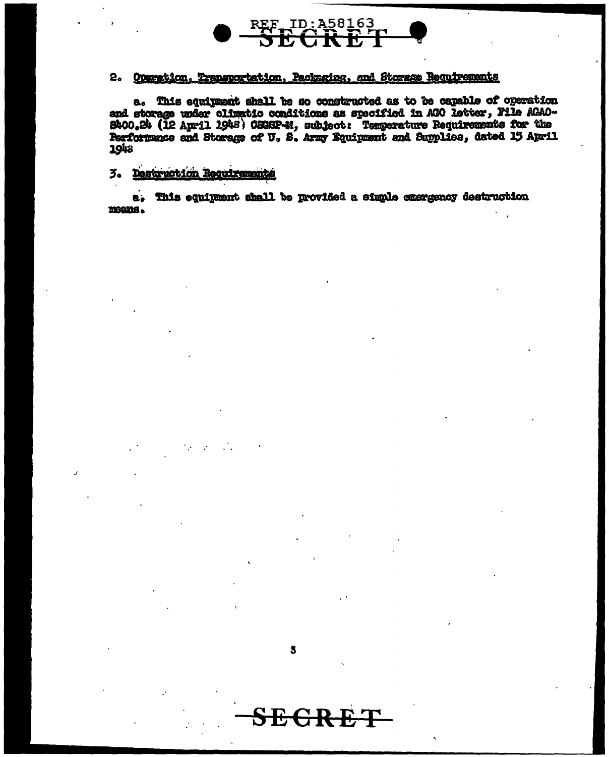2. Operation, Transportation, Packaging, and Storage Requirements

a. This equipment shall be so constructed as to be capable of operation and storage under climatic conditions as specified in AGO letter, File AGAO-S400.24 (12 April 1948) CSGSP-M, subject: Temperature Requirements for the Performance and Storage of U. S. Army Equipment and Supplies, dated 15 April 1948

3. Destruction Requirements

a. This equipment shall be provided a simple emergency destruction means.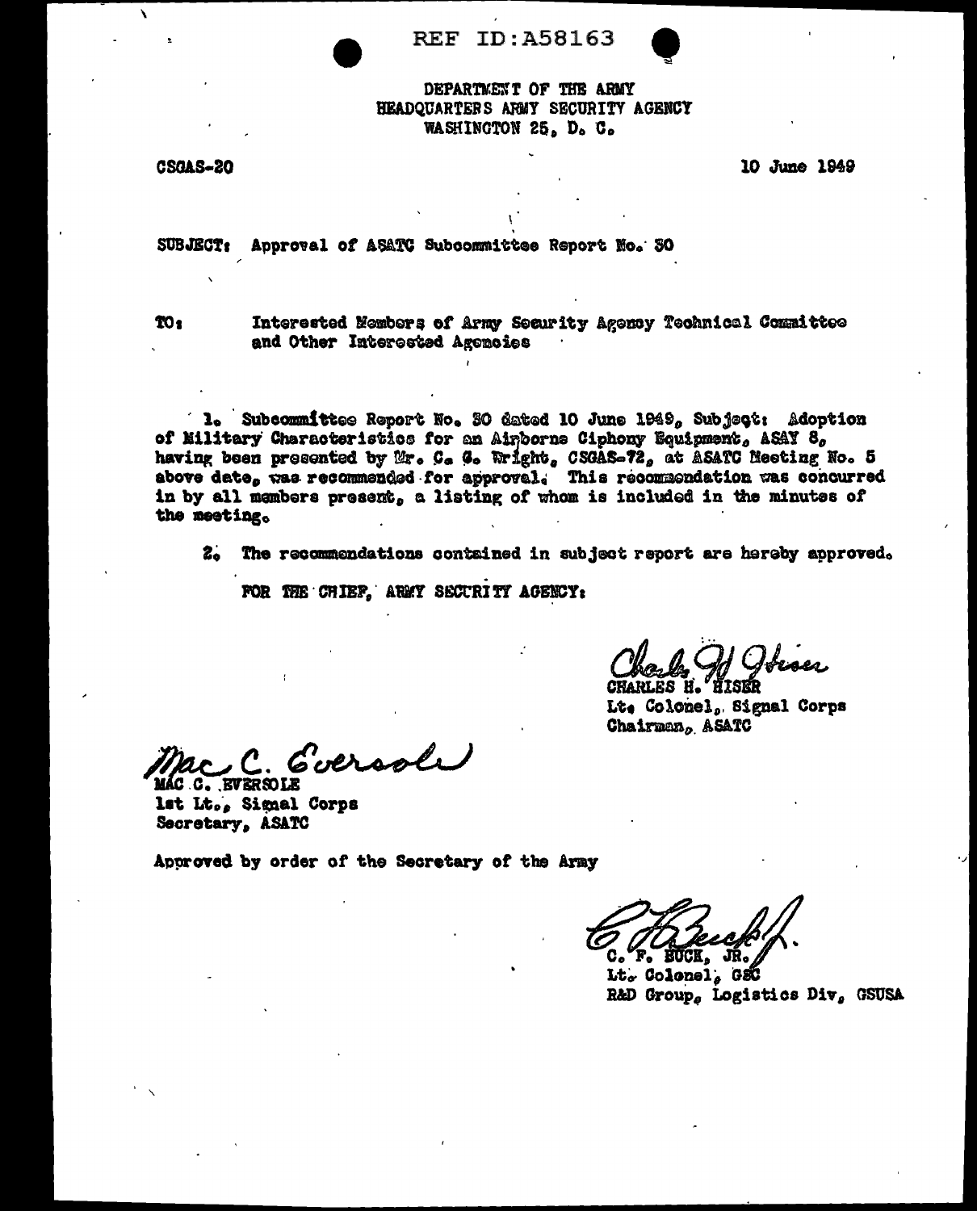REF ID:A58163

DEPARTMENT OF THE ARMY
HEADQUARTERS ARMY SECURITY AGENCY
WASHINGTON 25, D. C.

CSGAS-20

10 June 1949

SUBJECT: Approval of ASATC Subcommittee Report No. 30

TO: Interested Members of Army Security Agency Technical Committee and Other Interested Agencies

1. Subcommittee Report No. 30 dated 10 June 1949, Subject: Adoption of Military Characteristics for an Airborne Ciphony Equipment, ASAY 8, having been presented by Mr. C. G. Wright, CSGAS-72, at ASATC Meeting No. 5 above date, was recommended for approval. This recommendation was concurred in by all members present, a listing of whom is included in the minutes of the meeting.

2. The recommendations contained in subject report are hereby approved.

FOR THE CHIEF, ARMY SECURITY AGENCY:

Charles H. Hiser
CHARLES H. HISER
Lt. Colonel, Signal Corps
Chairman, ASATC

Mac C. Eversole
MAC C. EVERSOLE
1st Lt., Signal Corps
Secretary, ASATC

Approved by order of the Secretary of the Army

C. F. Buck, Jr.
C. F. BUCK, JR.
Lt. Colonel, GSC
R&D Group, Logistics Div, GSUSA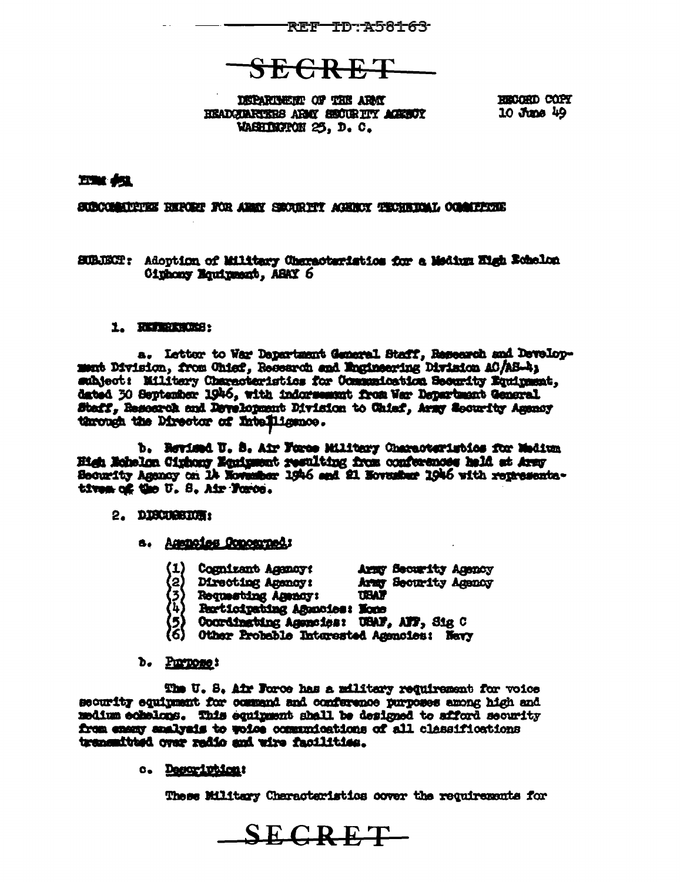REF ID:A58163

SECRET

DEPARTMENT OF THE ARMY
HEADQUARTERS ARMY SECURITY AGENCY
WASHINGTON 25, D. C.

RECORD COPY
10 June 49

ITEM #51

SUBCOMMITTEE REPORT FOR ARMY SECURITY AGENCY TECHNICAL COMMITTEE

SUBJECT: Adoption of Military Characteristics for a Medium High Echelon Ciphony Equipment, ASAY 6

1. REFERENCES:

a. Letter to War Department General Staff, Research and Development Division, from Chief, Research and Engineering Division AC/AS-4; subject: Military Characteristics for Communication Security Equipment, dated 30 September 1946, with indorsement from War Department General Staff, Research and Development Division to Chief, Army Security Agency through the Director of Intelligence.

b. Revised U. S. Air Force Military Characteristics for Medium High Echelon Ciphony Equipment resulting from conferences held at Army Security Agency on 14 November 1946 and 21 November 1946 with representatives of the U. S. Air Force.

2. DISCUSSION:

a. Agencies Concerned:

(1) Cognizant Agency: Army Security Agency
(2) Directing Agency: Army Security Agency
(3) Requesting Agency: USAF
(4) Participating Agencies: None
(5) Coordinating Agencies: USAF, AFF, Sig C
(6) Other Probable Interested Agencies: Navy

b. Purpose:

The U. S. Air Force has a military requirement for voice security equipment for command and conference purposes among high and medium echelons. This equipment shall be designed to afford security from enemy analysis to voice communications of all classifications transmitted over radio and wire facilities.

c. Description:

These Military Characteristics cover the requirements for

SECRET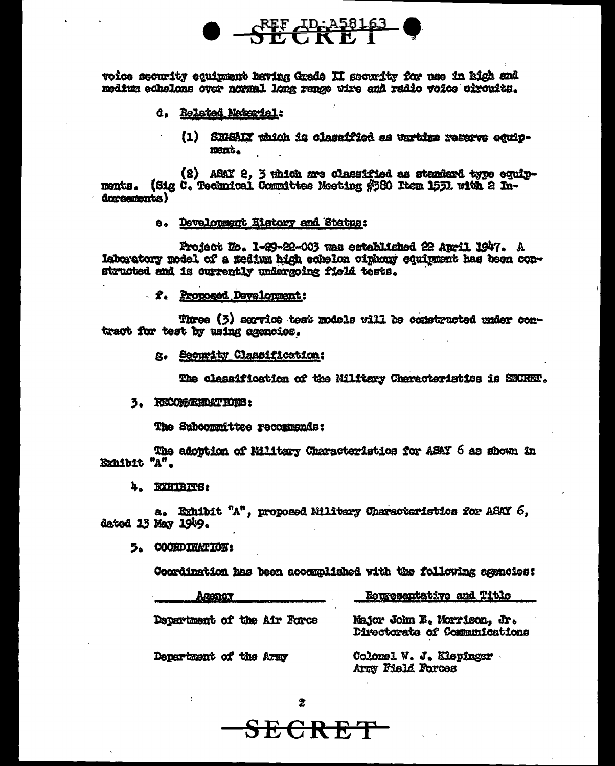voice security equipment having Grade II security for use in high and medium echelons over normal long range wire and radio voice circuits.

d. Related Material:

(1) SIGSALY which is classified as wartime reserve equipment.

(2) ASAY 2, 3 which are classified as standard type equipments. (Sig C. Technical Committee Meeting #380 Item 1531 with 2 Indorsements)

e. Development History and Status:

Project No. 1-29-22-003 was established 22 April 1947. A laboratory model of a medium high echelon ciphony equipment has been constructed and is currently undergoing field tests.

f. Proposed Development:

Three (3) service test models will be constructed under contract for test by using agencies.

g. Security Classification:

The classification of the Military Characteristics is SECRET.

3. RECOMMENDATIONS:

The Subcommittee recommends:

The adoption of Military Characteristics for ASAY 6 as shown in Exhibit "A".

4. EXHIBITS:

a. Exhibit "A", proposed Military Characteristics for ASAY 6, dated 13 May 1949.

5. COORDINATION:

Coordination has been accomplished with the following agencies:

| Agency | Representative and Title |
|---|---|
| Department of the Air Force | Major John E. Morrison, Jr. Directorate of Communications |
| Department of the Army | Colonel W. J. Klepinger Army Field Forces |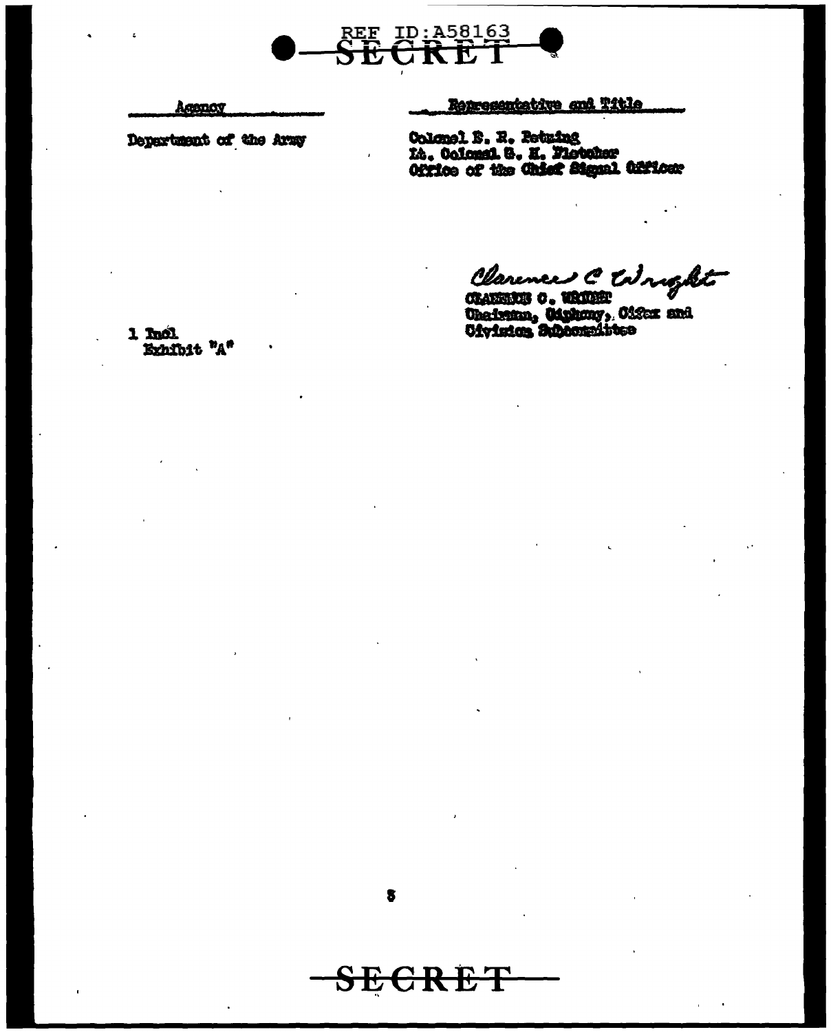REF ID:A58163

SECRET

| Agency | Representative and Title |
|---|---|
| Department of the Army | Colonel B. R. Petzing<br>Lt. Colonel S. H. Fletcher<br>Office of the Chief Signal Officer |

Clarence C Wright

CLARENCE C. WRIGHT
Chairman, Cipher, Cifax and
Civision Subcommittee

1 Incl
Exhibit "A"

SECRET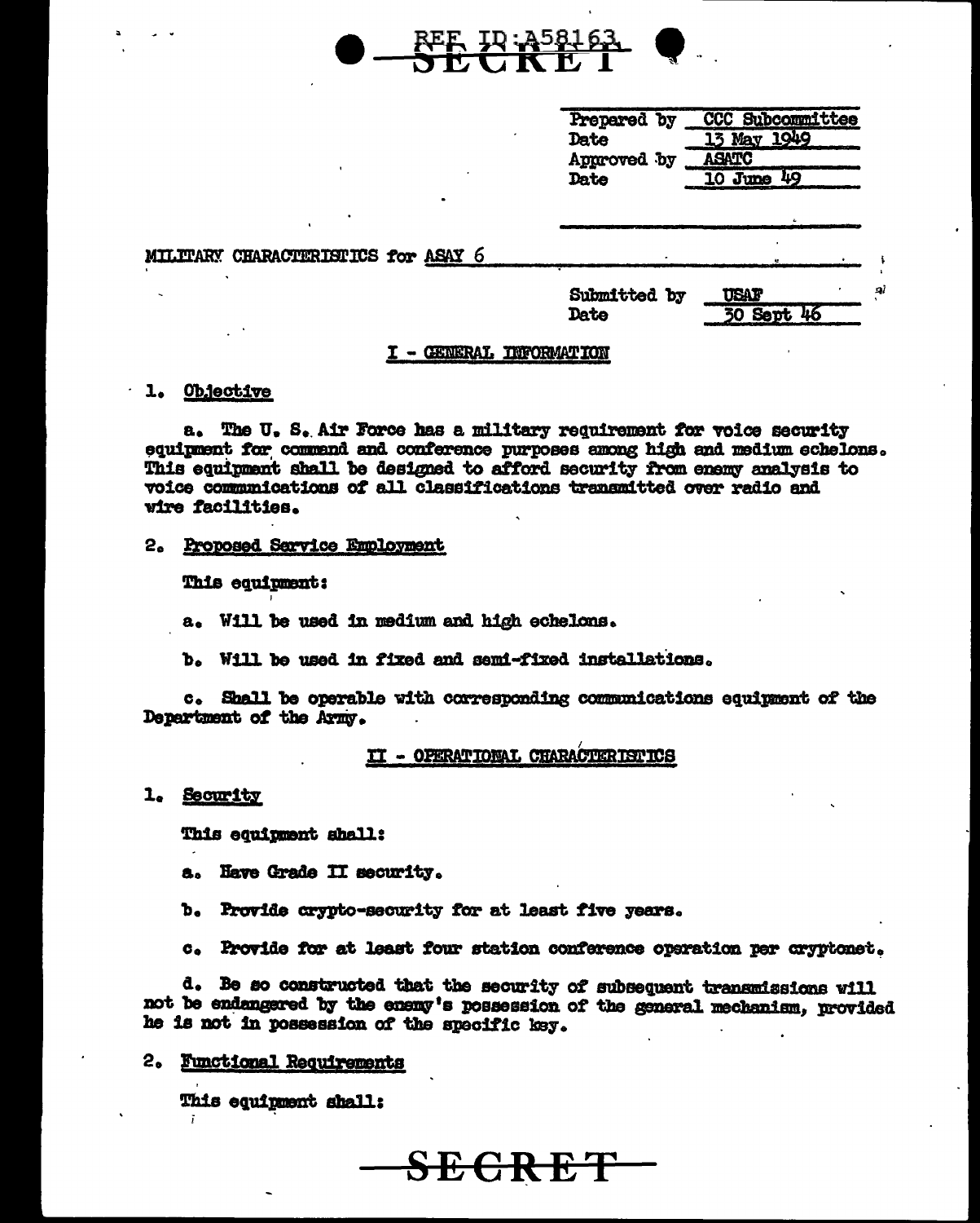REF ID:A58163

SECRET

| | |
|---|---|
| Prepared by | CCC Subcommittee |
| Date | 13 May 1949 |
| Approved by | ASATC |
| Date | 10 June 49 |

MILITARY CHARACTERISTICS for ASAY 6

| | |
|---|---|
| Submitted by | USAF |
| Date | 30 Sept 46 |

## I - GENERAL INFORMATION

1. Objective

a. The U. S. Air Force has a military requirement for voice security equipment for command and conference purposes among high and medium echelons. This equipment shall be designed to afford security from enemy analysis to voice communications of all classifications transmitted over radio and wire facilities.

2. Proposed Service Employment

This equipment:

a. Will be used in medium and high echelons.

b. Will be used in fixed and semi-fixed installations.

c. Shall be operable with corresponding communications equipment of the Department of the Army.

## II - OPERATIONAL CHARACTERISTICS

1. Security

This equipment shall:

a. Have Grade II security.

b. Provide crypto-security for at least five years.

c. Provide for at least four station conference operation per cryptonet.

d. Be so constructed that the security of subsequent transmissions will not be endangered by the enemy's possession of the general mechanism, provided he is not in possession of the specific key.

2. Functional Requirements

This equipment shall:

SECRET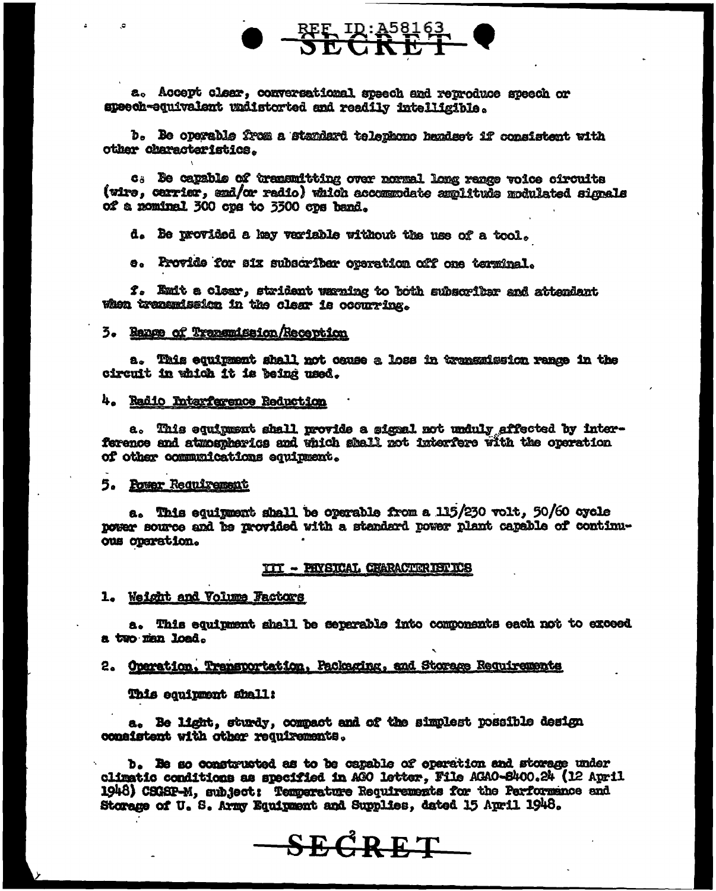a. Accept clear, conversational speech and reproduce speech or speech-equivalent undistorted and readily intelligible.

b. Be operable from a standard telephone handset if consistent with other characteristics.

c. Be capable of transmitting over normal long range voice circuits (wire, carrier, and/or radio) which accommodate amplitude modulated signals of a nominal 300 cps to 3300 cps band.

d. Be provided a key variable without the use of a tool.

e. Provide for six subscriber operation off one terminal.

f. Emit a clear, strident warning to both subscriber and attendant when transmission in the clear is occurring.

3. Range of Transmission/Reception

a. This equipment shall not cause a loss in transmission range in the circuit in which it is being used.

4. Radio Interference Reduction

a. This equipment shall provide a signal not unduly affected by interference and atmospherics and which shall not interfere with the operation of other communications equipment.

5. Power Requirement

a. This equipment shall be operable from a 115/230 volt, 50/60 cycle power source and be provided with a standard power plant capable of continuous operation.

## III - PHYSICAL CHARACTERISTICS

1. Weight and Volume Factors

a. This equipment shall be seperable into components each not to exceed a two man load.

2. Operation, Transportation, Packaging, and Storage Requirements

This equipment shall:

a. Be light, sturdy, compact and of the simplest possible design consistent with other requirements.

b. Be so constructed as to be capable of operation and storage under climatic conditions as specified in AGO letter, File AGAO-S400.24 (12 April 1948) CSGSP-M, subject: Temperature Requirements for the Performance and Storage of U. S. Army Equipment and Supplies, dated 15 April 1948.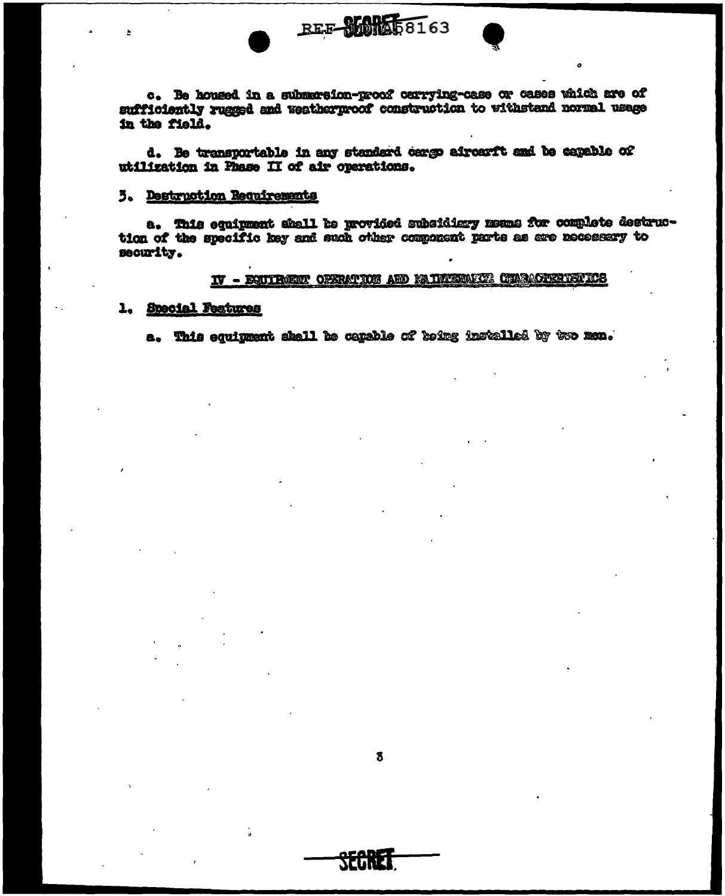c. Be housed in a submersion-proof carrying-case or cases which are of sufficiently rugged and weatherproof construction to withstand normal usage in the field.

d. Be transportable in any standard cargo aircarft and be capable of utilization in Phase II of air operations.

3. Destruction Requirements

a. This equipment shall be provided subsidiary means for complete destruction of the specific key and such other component parts as are necessary to security.

## IV - EQUIPMENT OPERATION AND MAINTENANCE CHARACTERISTICS

1. Special Features

a. This equipment shall be capable of being installed by two men.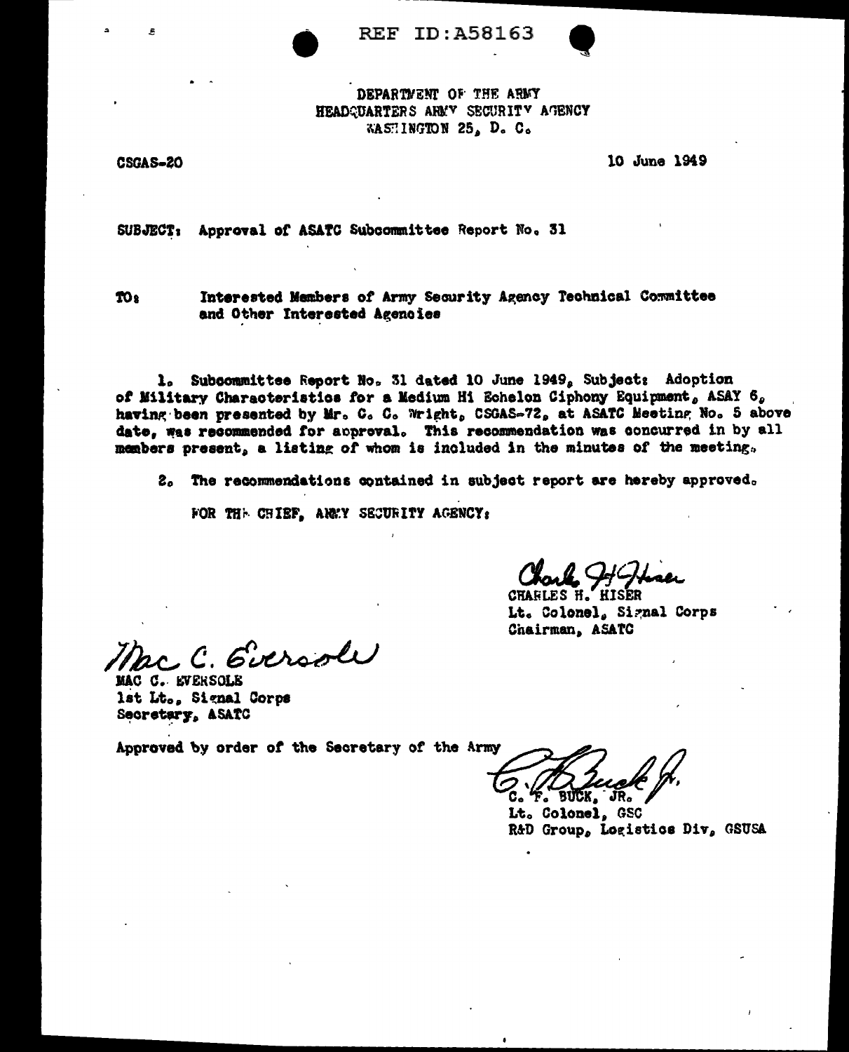REF ID:A58163

DEPARTMENT OF THE ARMY
HEADQUARTERS ARMY SECURITY AGENCY
WASHINGTON 25, D. C.

CSGAS-20

10 June 1949

SUBJECT: Approval of ASATC Subcommittee Report No. 31

TO: Interested Members of Army Security Agency Technical Committee and Other Interested Agencies

1. Subcommittee Report No. 31 dated 10 June 1949, Subject: Adoption of Military Characteristics for a Medium Hi Echelon Ciphony Equipment, ASAY 6, having been presented by Mr. C. C. Wright, CSGAS-72, at ASATC Meeting No. 5 above date, was recommended for approval. This recommendation was concurred in by all members present, a listing of whom is included in the minutes of the meeting.

2. The recommendations contained in subject report are hereby approved.

FOR THE CHIEF, ARMY SECURITY AGENCY:

Charles H. Hiser
CHARLES H. HISER
Lt. Colonel, Signal Corps
Chairman, ASATC

Mac C. Eversole
MAC C. EVERSOLE
1st Lt., Signal Corps
Secretary, ASATC

Approved by order of the Secretary of the Army

C. F. Buck, Jr.
C. F. BUCK, JR.
Lt. Colonel, GSC
R&D Group, Logistics Div, GSUSA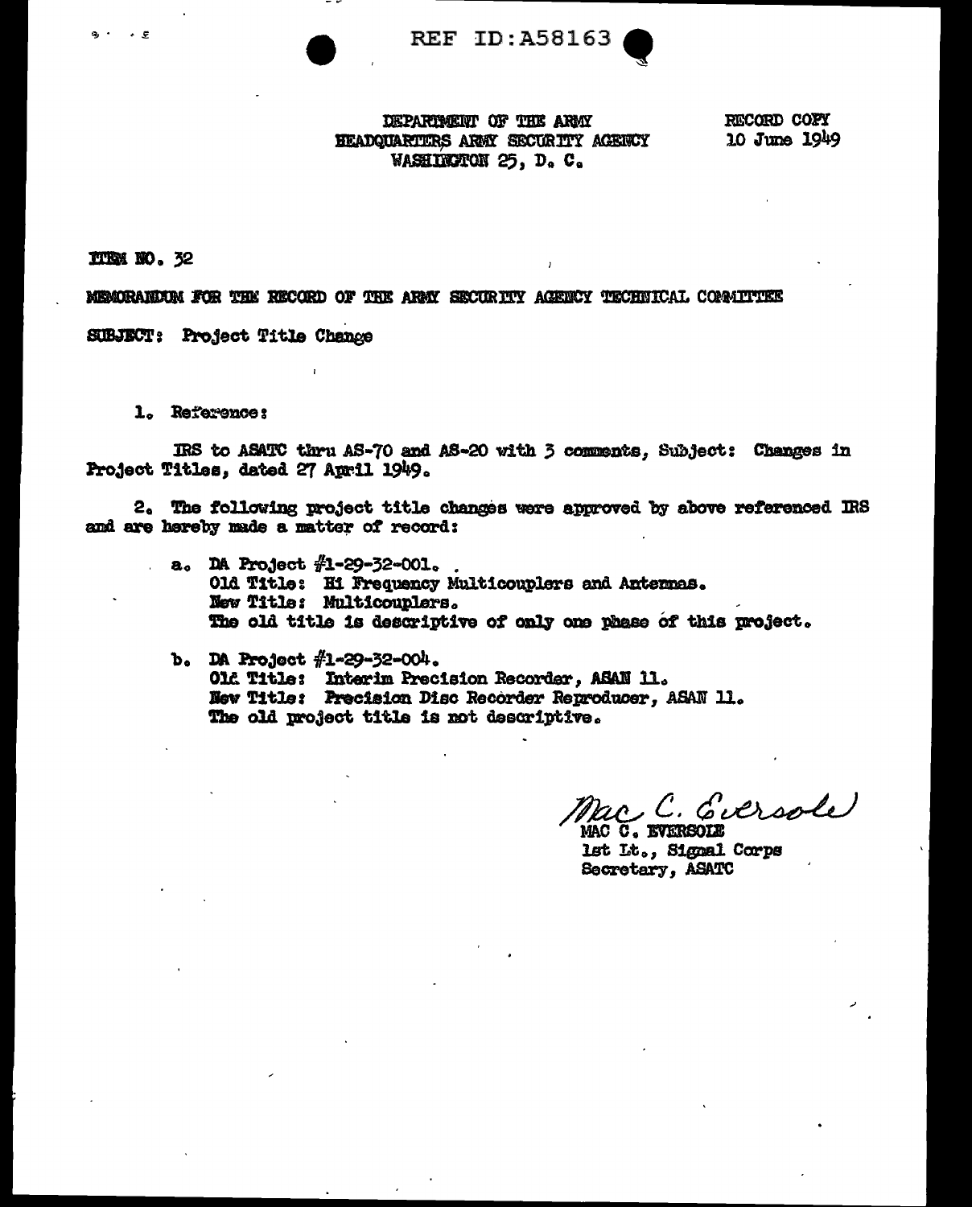REF ID:A58163

DEPARTMENT OF THE ARMY
HEADQUARTERS ARMY SECURITY AGENCY
WASHINGTON 25, D. C.

RECORD COPY
10 June 1949

ITEM NO. 32

MEMORANDUM FOR THE RECORD OF THE ARMY SECURITY AGENCY TECHNICAL COMMITTEE

SUBJECT: Project Title Change

1. Reference:

IRS to ASATC thru AS-70 and AS-20 with 3 comments, Subject: Changes in Project Titles, dated 27 April 1949.

2. The following project title changes were approved by above referenced IRS and are hereby made a matter of record:

a. DA Project #1-29-32-001.
Old Title: Hi Frequency Multicouplers and Antennas.
New Title: Multicouplers.
The old title is descriptive of only one phase of this project.

b. DA Project #1-29-32-004.
Old Title: Interim Precision Recorder, ASAN 11.
New Title: Precision Disc Recorder Reproducer, ASAN 11.
The old project title is not descriptive.

Mac C. Eversole
MAC C. EVERSOLE
1st Lt., Signal Corps
Secretary, ASATC